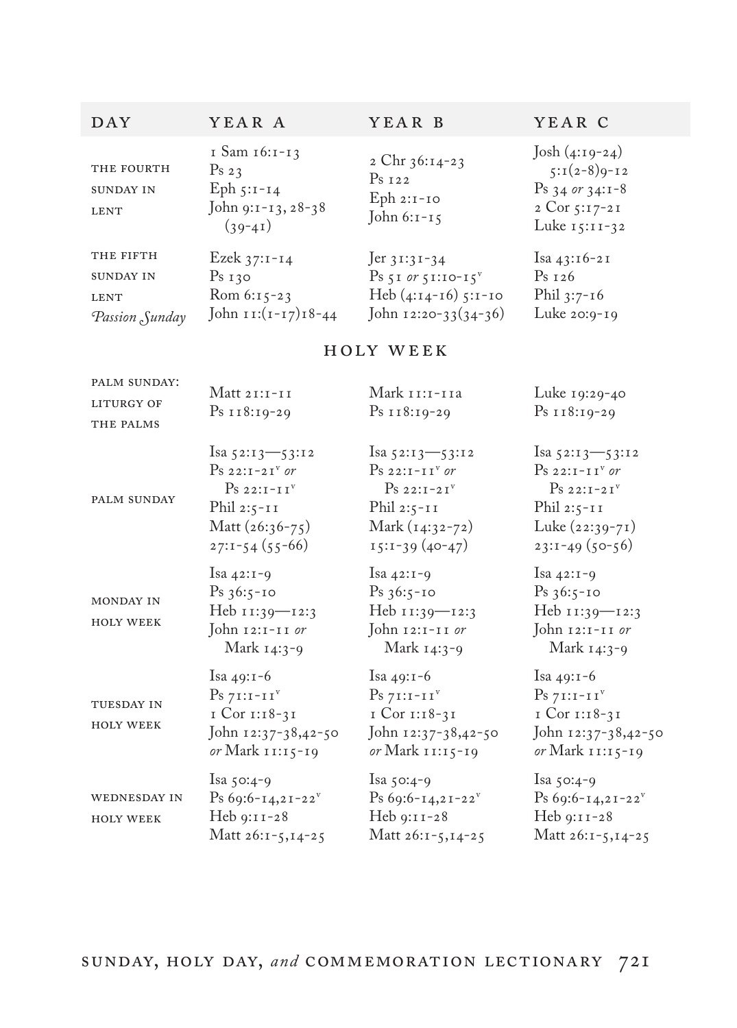| DAY | YEAR A | YEAR B | YEAR C |
|---|---|---|---|
| THE FOURTH SUNDAY IN LENT | 1 Sam 16:1-13<br>Ps 23<br>Eph 5:1-14<br>John 9:1-13, 28-38 (39-41) | 2 Chr 36:14-23<br>Ps 122<br>Eph 2:1-10<br>John 6:1-15 | Josh (4:19-24) 5:1(2-8)9-12<br>Ps 34 *or* 34:1-8<br>2 Cor 5:17-21<br>Luke 15:11-32 |
| THE FIFTH SUNDAY IN LENT *Passion Sunday* | Ezek 37:1-14<br>Ps 130<br>Rom 6:15-23<br>John 11:(1-17)18-44 | Jer 31:31-34<br>Ps 51 *or* 51:10-15[v]<br>Heb (4:14-16) 5:1-10<br>John 12:20-33(34-36) | Isa 43:16-21<br>Ps 126<br>Phil 3:7-16<br>Luke 20:9-19 |
| **HOLY WEEK** | | | |
| PALM SUNDAY: LITURGY OF THE PALMS | Matt 21:1-11<br>Ps 118:19-29 | Mark 11:1-11a<br>Ps 118:19-29 | Luke 19:29-40<br>Ps 118:19-29 |
| PALM SUNDAY | Isa 52:13—53:12<br>Ps 22:1-21[v] *or* Ps 22:1-11[v]<br>Phil 2:5-11<br>Matt (26:36-75) 27:1-54 (55-66) | Isa 52:13—53:12<br>Ps 22:1-11[v] *or* Ps 22:1-21[v]<br>Phil 2:5-11<br>Mark (14:32-72) 15:1-39 (40-47) | Isa 52:13—53:12<br>Ps 22:1-11[v] *or* Ps 22:1-21[v]<br>Phil 2:5-11<br>Luke (22:39-71) 23:1-49 (50-56) |
| MONDAY IN HOLY WEEK | Isa 42:1-9<br>Ps 36:5-10<br>Heb 11:39—12:3<br>John 12:1-11 *or* Mark 14:3-9 | Isa 42:1-9<br>Ps 36:5-10<br>Heb 11:39—12:3<br>John 12:1-11 *or* Mark 14:3-9 | Isa 42:1-9<br>Ps 36:5-10<br>Heb 11:39—12:3<br>John 12:1-11 *or* Mark 14:3-9 |
| TUESDAY IN HOLY WEEK | Isa 49:1-6<br>Ps 71:1-11[v]<br>1 Cor 1:18-31<br>John 12:37-38,42-50 *or* Mark 11:15-19 | Isa 49:1-6<br>Ps 71:1-11[v]<br>1 Cor 1:18-31<br>John 12:37-38,42-50 *or* Mark 11:15-19 | Isa 49:1-6<br>Ps 71:1-11[v]<br>1 Cor 1:18-31<br>John 12:37-38,42-50 *or* Mark 11:15-19 |
| WEDNESDAY IN HOLY WEEK | Isa 50:4-9<br>Ps 69:6-14,21-22[v]<br>Heb 9:11-28<br>Matt 26:1-5,14-25 | Isa 50:4-9<br>Ps 69:6-14,21-22[v]<br>Heb 9:11-28<br>Matt 26:1-5,14-25 | Isa 50:4-9<br>Ps 69:6-14,21-22[v]<br>Heb 9:11-28<br>Matt 26:1-5,14-25 |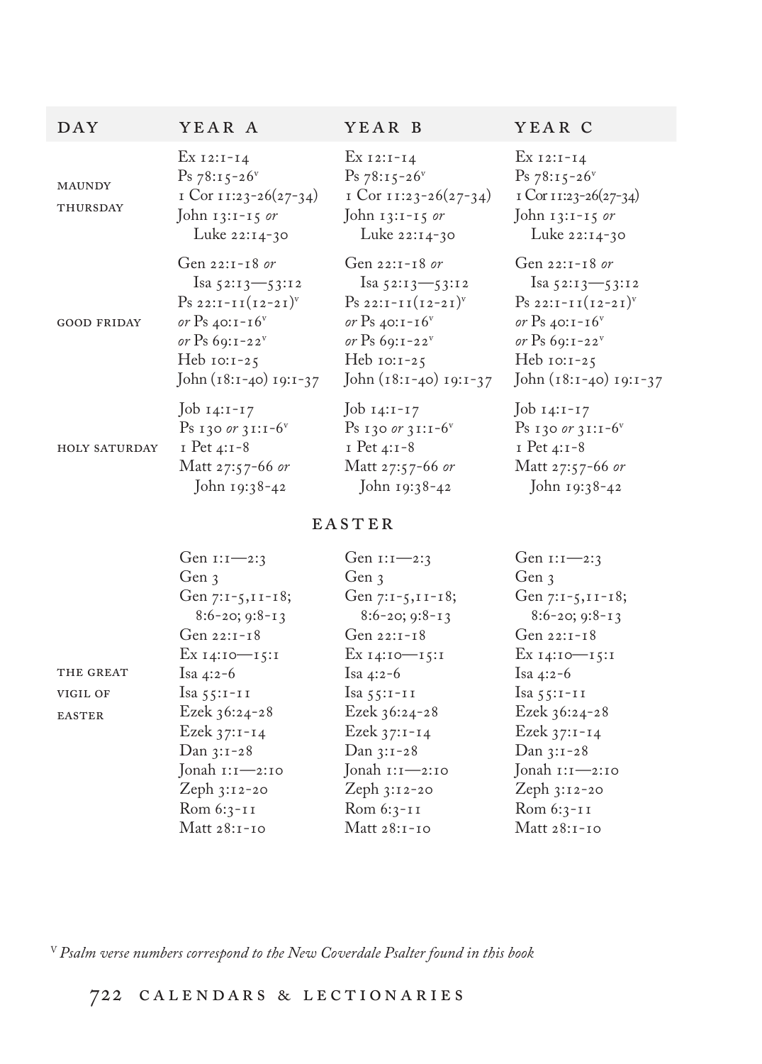| DAY | YEAR A | YEAR B | YEAR C |
|---|---|---|---|
| MAUNDY THURSDAY | Ex 12:1-14<br>Ps 78:15-26[V]<br>1 Cor 11:23-26(27-34)<br>John 13:1-15 *or* Luke 22:14-30 | Ex 12:1-14<br>Ps 78:15-26[V]<br>1 Cor 11:23-26(27-34)<br>John 13:1-15 *or* Luke 22:14-30 | Ex 12:1-14<br>Ps 78:15-26[V]<br>1 Cor 11:23-26(27-34)<br>John 13:1-15 *or* Luke 22:14-30 |
| GOOD FRIDAY | Gen 22:1-18 *or* Isa 52:13—53:12<br>Ps 22:1-11(12-21)[V]<br>*or* Ps 40:1-16[V]<br>*or* Ps 69:1-22[V]<br>Heb 10:1-25<br>John (18:1-40) 19:1-37 | Gen 22:1-18 *or* Isa 52:13—53:12<br>Ps 22:1-11(12-21)[V]<br>*or* Ps 40:1-16[V]<br>*or* Ps 69:1-22[V]<br>Heb 10:1-25<br>John (18:1-40) 19:1-37 | Gen 22:1-18 *or* Isa 52:13—53:12<br>Ps 22:1-11(12-21)[V]<br>*or* Ps 40:1-16[V]<br>*or* Ps 69:1-22[V]<br>Heb 10:1-25<br>John (18:1-40) 19:1-37 |
| HOLY SATURDAY | Job 14:1-17<br>Ps 130 *or* 31:1-6[V]<br>1 Pet 4:1-8<br>Matt 27:57-66 *or* John 19:38-42 | Job 14:1-17<br>Ps 130 *or* 31:1-6[V]<br>1 Pet 4:1-8<br>Matt 27:57-66 *or* John 19:38-42 | Job 14:1-17<br>Ps 130 *or* 31:1-6[V]<br>1 Pet 4:1-8<br>Matt 27:57-66 *or* John 19:38-42 |
| **EASTER** | | | |
| THE GREAT VIGIL OF EASTER | Gen 1:1—2:3<br>Gen 3<br>Gen 7:1-5,11-18; 8:6-20; 9:8-13<br>Gen 22:1-18<br>Ex 14:10—15:1<br>Isa 4:2-6<br>Isa 55:1-11<br>Ezek 36:24-28<br>Ezek 37:1-14<br>Dan 3:1-28<br>Jonah 1:1—2:10<br>Zeph 3:12-20<br>Rom 6:3-11<br>Matt 28:1-10 | Gen 1:1—2:3<br>Gen 3<br>Gen 7:1-5,11-18; 8:6-20; 9:8-13<br>Gen 22:1-18<br>Ex 14:10—15:1<br>Isa 4:2-6<br>Isa 55:1-11<br>Ezek 36:24-28<br>Ezek 37:1-14<br>Dan 3:1-28<br>Jonah 1:1—2:10<br>Zeph 3:12-20<br>Rom 6:3-11<br>Matt 28:1-10 | Gen 1:1—2:3<br>Gen 3<br>Gen 7:1-5,11-18; 8:6-20; 9:8-13<br>Gen 22:1-18<br>Ex 14:10—15:1<br>Isa 4:2-6<br>Isa 55:1-11<br>Ezek 36:24-28<br>Ezek 37:1-14<br>Dan 3:1-28<br>Jonah 1:1—2:10<br>Zeph 3:12-20<br>Rom 6:3-11<br>Matt 28:1-10 |

[V] *Psalm verse numbers correspond to the New Coverdale Psalter found in this book*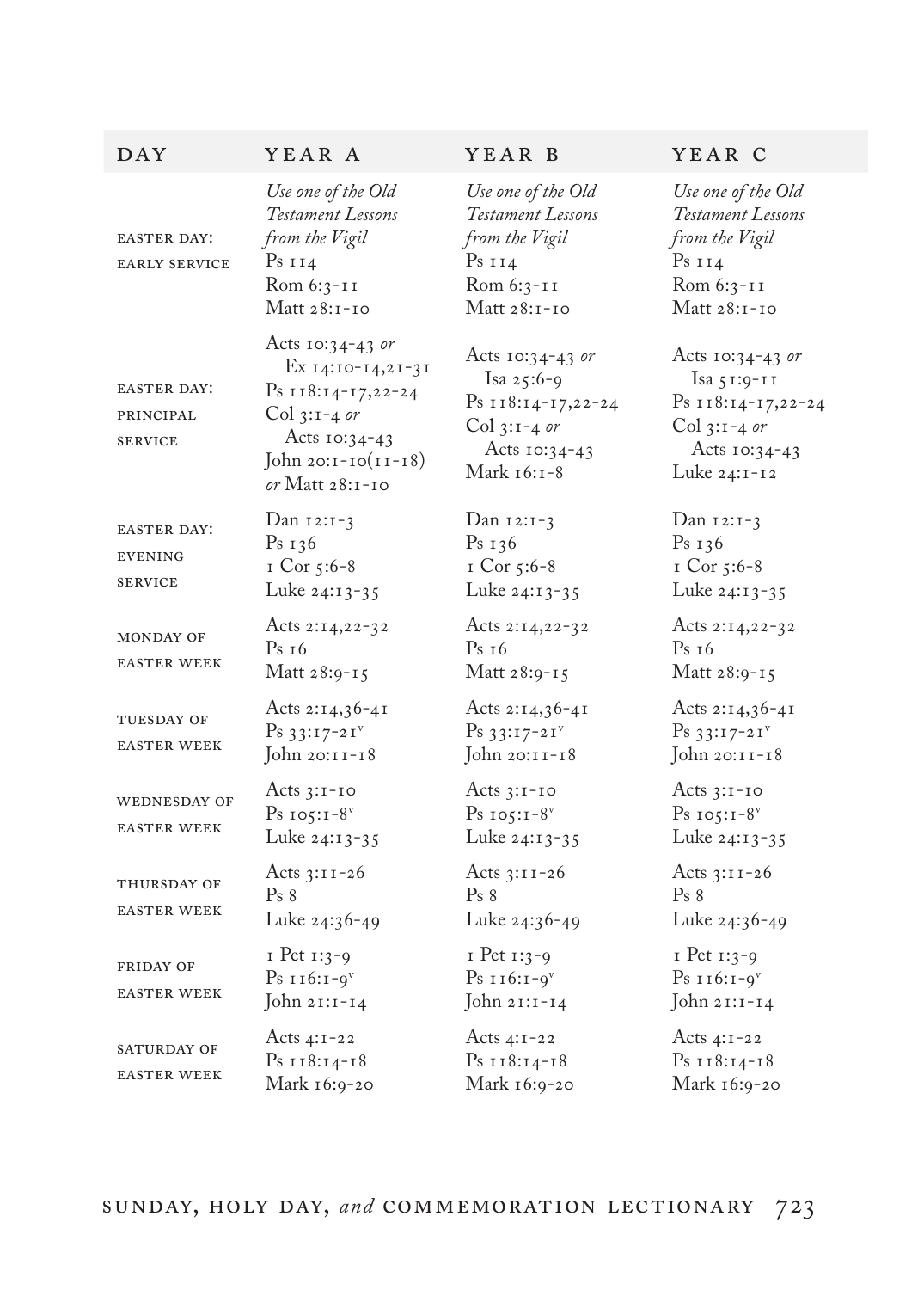| DAY | YEAR A | YEAR B | YEAR C |
| --- | --- | --- | --- |
| EASTER DAY: EARLY SERVICE | *Use one of the Old Testament Lessons from the Vigil*<br>Ps 114<br>Rom 6:3-11<br>Matt 28:1-10 | *Use one of the Old Testament Lessons from the Vigil*<br>Ps 114<br>Rom 6:3-11<br>Matt 28:1-10 | *Use one of the Old Testament Lessons from the Vigil*<br>Ps 114<br>Rom 6:3-11<br>Matt 28:1-10 |
| EASTER DAY: PRINCIPAL SERVICE | Acts 10:34-43 *or* Ex 14:10-14,21-31<br>Ps 118:14-17,22-24<br>Col 3:1-4 *or* Acts 10:34-43<br>John 20:1-10(11-18) *or* Matt 28:1-10 | Acts 10:34-43 *or* Isa 25:6-9<br>Ps 118:14-17,22-24<br>Col 3:1-4 *or* Acts 10:34-43<br>Mark 16:1-8 | Acts 10:34-43 *or* Isa 51:9-11<br>Ps 118:14-17,22-24<br>Col 3:1-4 *or* Acts 10:34-43<br>Luke 24:1-12 |
| EASTER DAY: EVENING SERVICE | Dan 12:1-3<br>Ps 136<br>1 Cor 5:6-8<br>Luke 24:13-35 | Dan 12:1-3<br>Ps 136<br>1 Cor 5:6-8<br>Luke 24:13-35 | Dan 12:1-3<br>Ps 136<br>1 Cor 5:6-8<br>Luke 24:13-35 |
| MONDAY OF EASTER WEEK | Acts 2:14,22-32<br>Ps 16<br>Matt 28:9-15 | Acts 2:14,22-32<br>Ps 16<br>Matt 28:9-15 | Acts 2:14,22-32<br>Ps 16<br>Matt 28:9-15 |
| TUESDAY OF EASTER WEEK | Acts 2:14,36-41<br>Ps 33:17-21[v]<br>John 20:11-18 | Acts 2:14,36-41<br>Ps 33:17-21[v]<br>John 20:11-18 | Acts 2:14,36-41<br>Ps 33:17-21[v]<br>John 20:11-18 |
| WEDNESDAY OF EASTER WEEK | Acts 3:1-10<br>Ps 105:1-8[v]<br>Luke 24:13-35 | Acts 3:1-10<br>Ps 105:1-8[v]<br>Luke 24:13-35 | Acts 3:1-10<br>Ps 105:1-8[v]<br>Luke 24:13-35 |
| THURSDAY OF EASTER WEEK | Acts 3:11-26<br>Ps 8<br>Luke 24:36-49 | Acts 3:11-26<br>Ps 8<br>Luke 24:36-49 | Acts 3:11-26<br>Ps 8<br>Luke 24:36-49 |
| FRIDAY OF EASTER WEEK | 1 Pet 1:3-9<br>Ps 116:1-9[v]<br>John 21:1-14 | 1 Pet 1:3-9<br>Ps 116:1-9[v]<br>John 21:1-14 | 1 Pet 1:3-9<br>Ps 116:1-9[v]<br>John 21:1-14 |
| SATURDAY OF EASTER WEEK | Acts 4:1-22<br>Ps 118:14-18<br>Mark 16:9-20 | Acts 4:1-22<br>Ps 118:14-18<br>Mark 16:9-20 | Acts 4:1-22<br>Ps 118:14-18<br>Mark 16:9-20 |